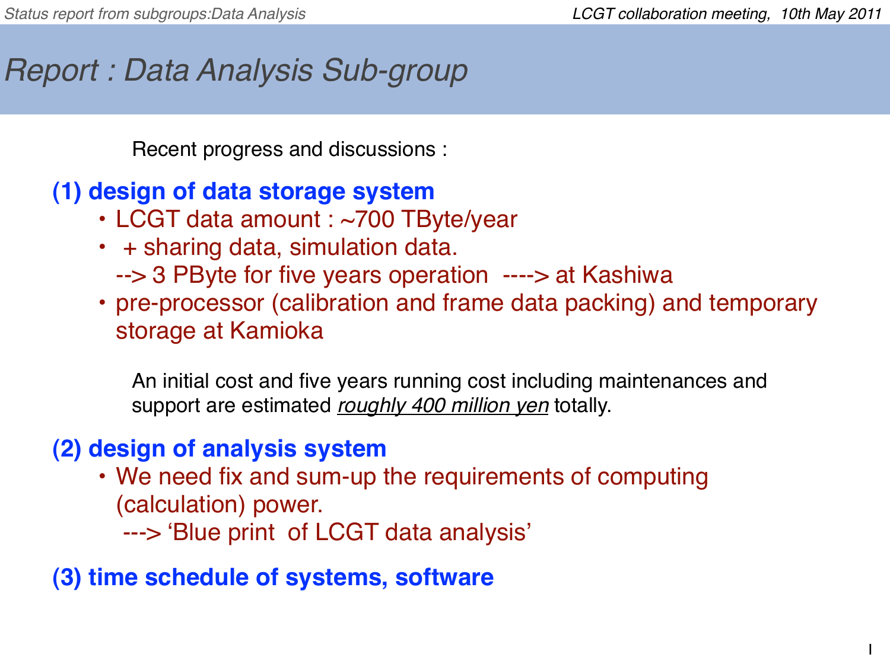# Report : Data Analysis Sub-group

Recent progress and discussions :

**(1) design of data storage system**

- LCGT data amount : ~700 TByte/year
- \+ sharing data, simulation data.
  --> 3 PByte for five years operation ----> at Kashiwa
- pre-processor (calibration and frame data packing) and temporary storage at Kamioka

An initial cost and five years running cost including maintenances and support are estimated *roughly 400 million yen* totally.

**(2) design of analysis system**

- We need fix and sum-up the requirements of computing (calculation) power.
  ---> 'Blue print of LCGT data analysis'

**(3) time schedule of systems, software**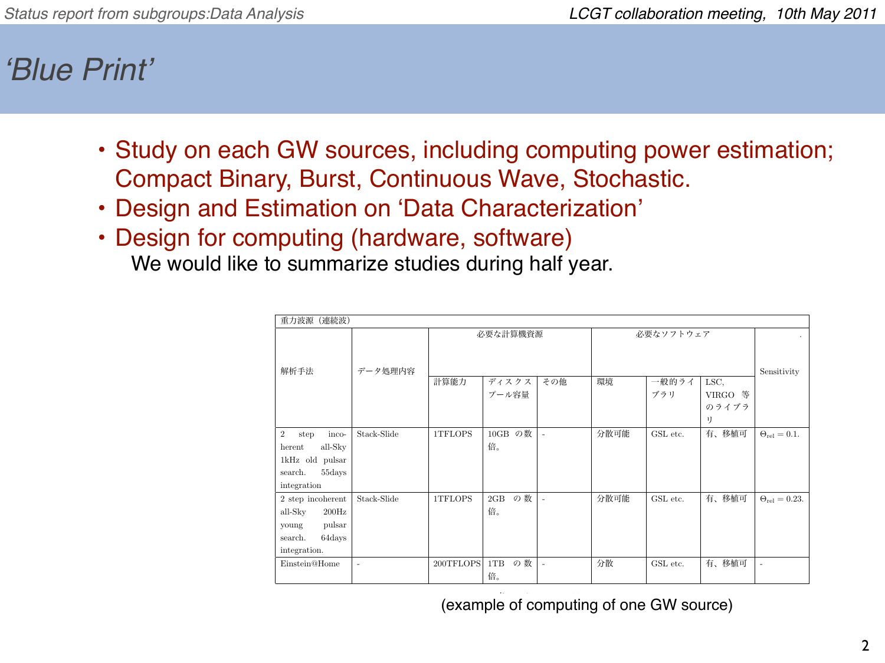# 'Blue Print'

- Study on each GW sources, including computing power estimation; Compact Binary, Burst, Continuous Wave, Stochastic.
- Design and Estimation on 'Data Characterization'
- Design for computing (hardware, software)

  We would like to summarize studies during half year.

| 重力波源（連続波） | | | | | | | | |
|---|---|---|---|---|---|---|---|---|
| 解析手法 | データ処理内容 | 必要な計算機資源 | | | 必要なソフトウェア | | | Sensitivity |
| | | 計算能力 | ディスクスプール容量 | その他 | 環境 | 一般的ライブラリ | LSC, VIRGO 等のライブラリ | |
| 2 step incoherent all-Sky 1kHz old pulsar search. 55days integration | Stack-Slide | 1TFLOPS | 10GB の数倍。 | - | 分散可能 | GSL etc. | 有、移植可 | $\Theta_{\rm rel} = 0.1.$ |
| 2 step incoherent all-Sky 200Hz young pulsar search. 64days integration. | Stack-Slide | 1TFLOPS | 2GB の数倍。 | - | 分散可能 | GSL etc. | 有、移植可 | $\Theta_{\rm rel} = 0.23.$ |
| Einstein@Home | - | 200TFLOPS | 1TB の数倍。 | - | 分散 | GSL etc. | 有、移植可 | - |

(example of computing of one GW source)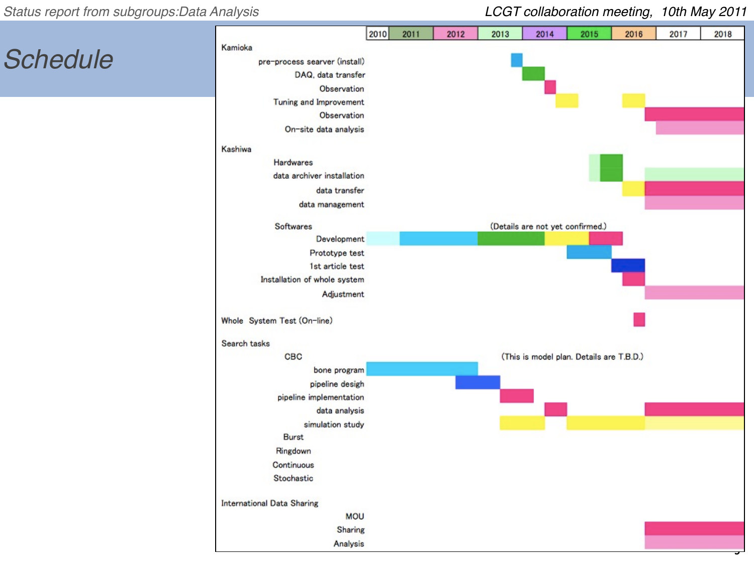# Schedule

2010 2011 2012 2013 2014 2015 2016 2017 2018

Kamioka

pre-process searver (install)

DAQ, data transfer

Observation

Tuning and Improvement

Observation

On-site data analysis

Kashiwa

Hardwares

data archiver installation

data transfer

data management

Softwares

(Details are not yet confirmed.)

Development

Prototype test

1st article test

Installation of whole system

Adjustment

Whole System Test (On-line)

Search tasks

CBC

(This is model plan. Details are T.B.D.)

bone program

pipeline desigh

pipeline implementation

data analysis

simulation study

Burst

Ringdown

Continuous

Stochastic

International Data Sharing

MOU

Sharing

Analysis